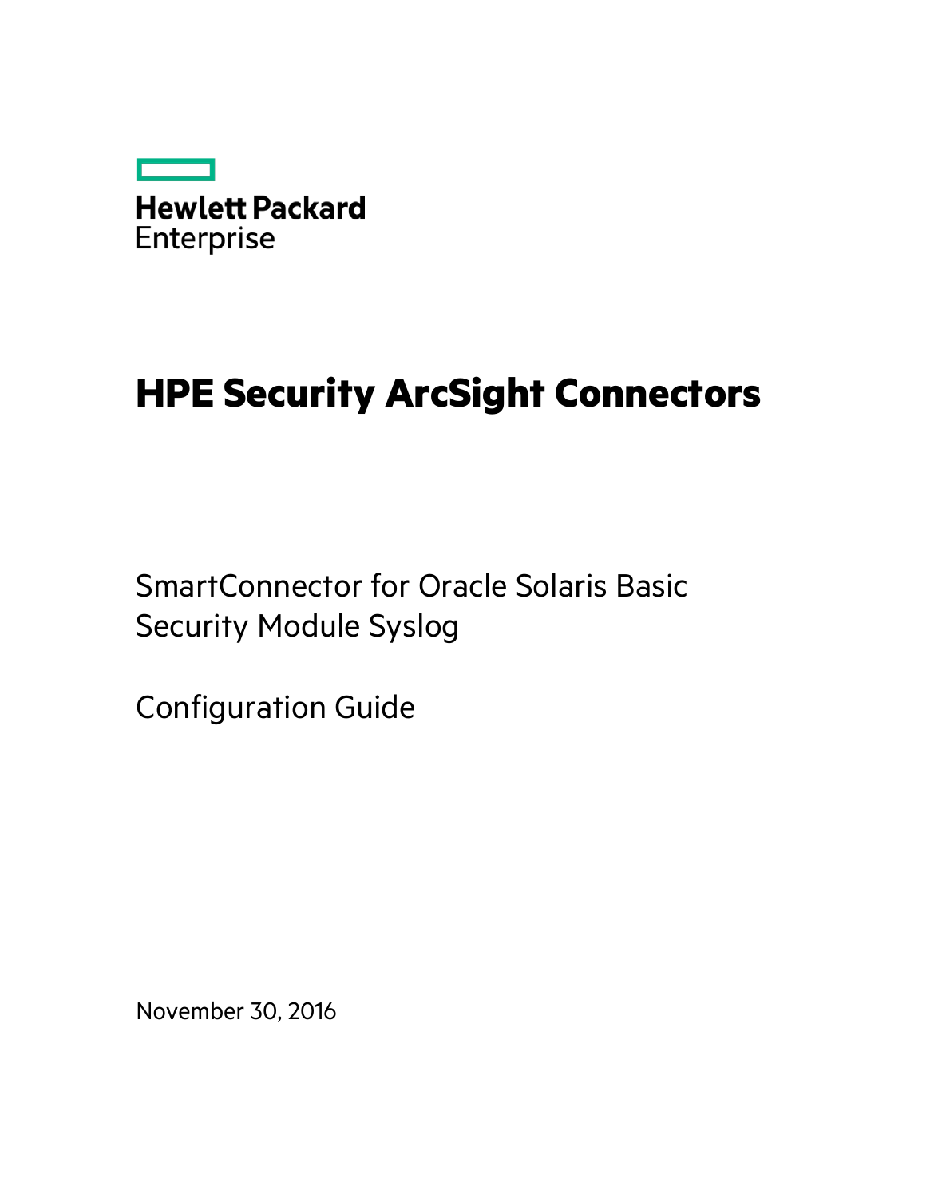Hewlett Packard
Enterprise

# HPE Security ArcSight Connectors

SmartConnector for Oracle Solaris Basic Security Module Syslog

Configuration Guide

November 30, 2016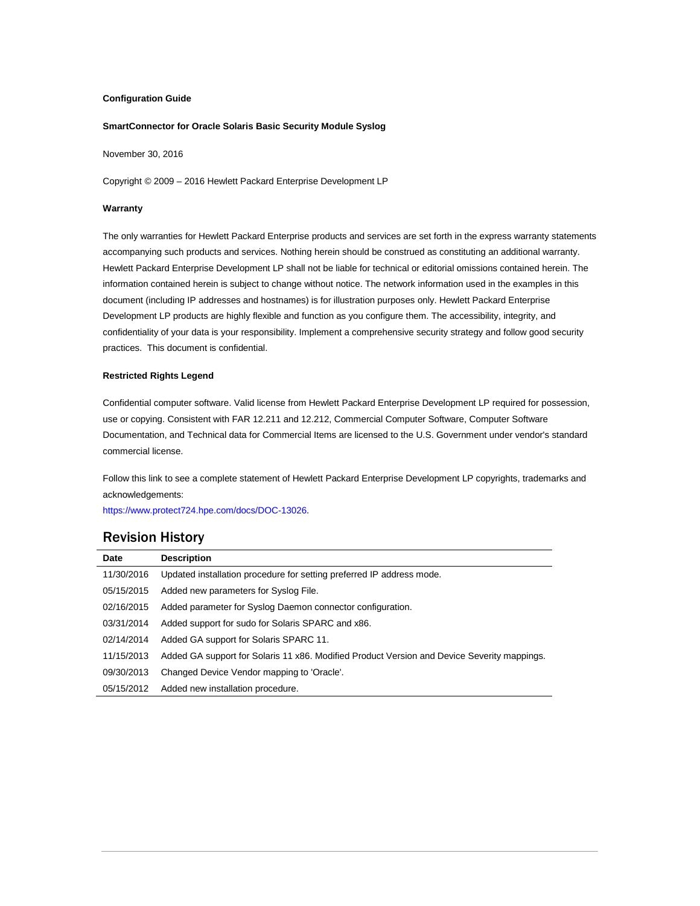**Configuration Guide**

**SmartConnector for Oracle Solaris Basic Security Module Syslog**

November 30, 2016

Copyright © 2009 – 2016 Hewlett Packard Enterprise Development LP

**Warranty**

The only warranties for Hewlett Packard Enterprise products and services are set forth in the express warranty statements accompanying such products and services. Nothing herein should be construed as constituting an additional warranty. Hewlett Packard Enterprise Development LP shall not be liable for technical or editorial omissions contained herein. The information contained herein is subject to change without notice. The network information used in the examples in this document (including IP addresses and hostnames) is for illustration purposes only. Hewlett Packard Enterprise Development LP products are highly flexible and function as you configure them. The accessibility, integrity, and confidentiality of your data is your responsibility. Implement a comprehensive security strategy and follow good security practices. This document is confidential.

**Restricted Rights Legend**

Confidential computer software. Valid license from Hewlett Packard Enterprise Development LP required for possession, use or copying. Consistent with FAR 12.211 and 12.212, Commercial Computer Software, Computer Software Documentation, and Technical data for Commercial Items are licensed to the U.S. Government under vendor's standard commercial license.

Follow this link to see a complete statement of Hewlett Packard Enterprise Development LP copyrights, trademarks and acknowledgements:
https://www.protect724.hpe.com/docs/DOC-13026.

## Revision History

| Date | Description |
| --- | --- |
| 11/30/2016 | Updated installation procedure for setting preferred IP address mode. |
| 05/15/2015 | Added new parameters for Syslog File. |
| 02/16/2015 | Added parameter for Syslog Daemon connector configuration. |
| 03/31/2014 | Added support for sudo for Solaris SPARC and x86. |
| 02/14/2014 | Added GA support for Solaris SPARC 11. |
| 11/15/2013 | Added GA support for Solaris 11 x86. Modified Product Version and Device Severity mappings. |
| 09/30/2013 | Changed Device Vendor mapping to 'Oracle'. |
| 05/15/2012 | Added new installation procedure. |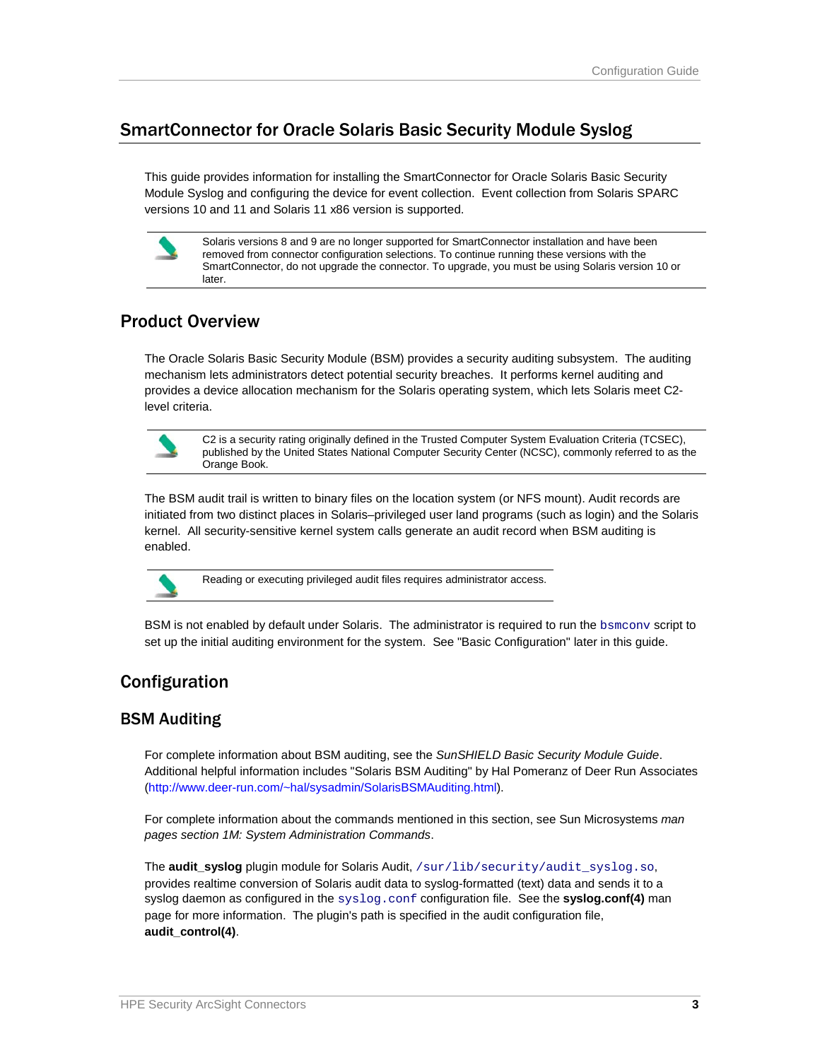# SmartConnector for Oracle Solaris Basic Security Module Syslog

This guide provides information for installing the SmartConnector for Oracle Solaris Basic Security Module Syslog and configuring the device for event collection. Event collection from Solaris SPARC versions 10 and 11 and Solaris 11 x86 version is supported.

> Solaris versions 8 and 9 are no longer supported for SmartConnector installation and have been removed from connector configuration selections. To continue running these versions with the SmartConnector, do not upgrade the connector. To upgrade, you must be using Solaris version 10 or later.

## Product Overview

The Oracle Solaris Basic Security Module (BSM) provides a security auditing subsystem. The auditing mechanism lets administrators detect potential security breaches. It performs kernel auditing and provides a device allocation mechanism for the Solaris operating system, which lets Solaris meet C2-level criteria.

> C2 is a security rating originally defined in the Trusted Computer System Evaluation Criteria (TCSEC), published by the United States National Computer Security Center (NCSC), commonly referred to as the Orange Book.

The BSM audit trail is written to binary files on the location system (or NFS mount). Audit records are initiated from two distinct places in Solaris–privileged user land programs (such as login) and the Solaris kernel. All security-sensitive kernel system calls generate an audit record when BSM auditing is enabled.

> Reading or executing privileged audit files requires administrator access.

BSM is not enabled by default under Solaris. The administrator is required to run the `bsmconv` script to set up the initial auditing environment for the system. See "Basic Configuration" later in this guide.

## Configuration

## BSM Auditing

For complete information about BSM auditing, see the *SunSHIELD Basic Security Module Guide*. Additional helpful information includes "Solaris BSM Auditing" by Hal Pomeranz of Deer Run Associates (http://www.deer-run.com/~hal/sysadmin/SolarisBSMAuditing.html).

For complete information about the commands mentioned in this section, see Sun Microsystems *man pages section 1M: System Administration Commands*.

The **audit_syslog** plugin module for Solaris Audit, `/sur/lib/security/audit_syslog.so`, provides realtime conversion of Solaris audit data to syslog-formatted (text) data and sends it to a syslog daemon as configured in the `syslog.conf` configuration file. See the **syslog.conf(4)** man page for more information. The plugin's path is specified in the audit configuration file, **audit_control(4)**.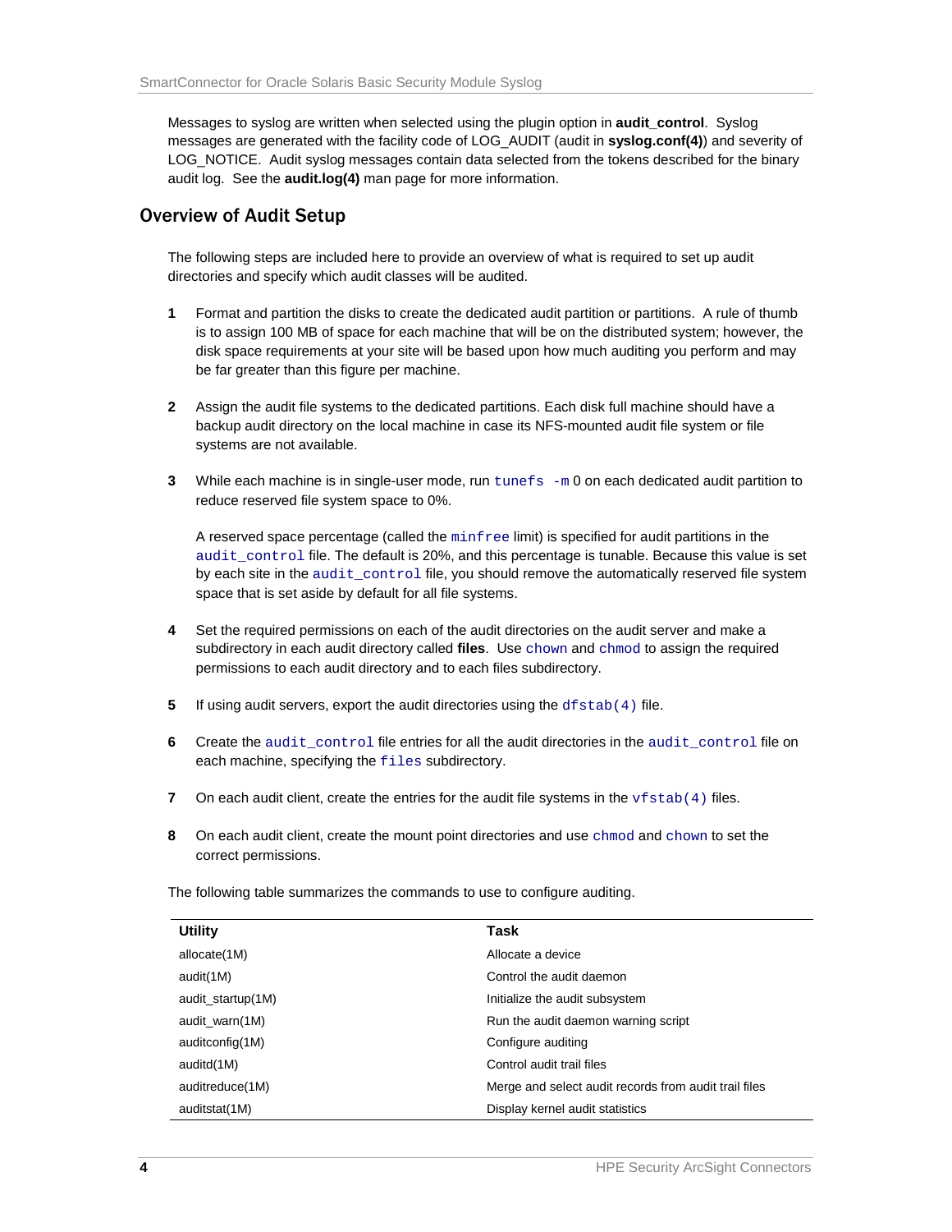Messages to syslog are written when selected using the plugin option in **audit_control**. Syslog messages are generated with the facility code of LOG_AUDIT (audit in **syslog.conf(4)**) and severity of LOG_NOTICE. Audit syslog messages contain data selected from the tokens described for the binary audit log. See the **audit.log(4)** man page for more information.

## Overview of Audit Setup

The following steps are included here to provide an overview of what is required to set up audit directories and specify which audit classes will be audited.

1. Format and partition the disks to create the dedicated audit partition or partitions. A rule of thumb is to assign 100 MB of space for each machine that will be on the distributed system; however, the disk space requirements at your site will be based upon how much auditing you perform and may be far greater than this figure per machine.

2. Assign the audit file systems to the dedicated partitions. Each disk full machine should have a backup audit directory on the local machine in case its NFS-mounted audit file system or file systems are not available.

3. While each machine is in single-user mode, run `tunefs -m` 0 on each dedicated audit partition to reduce reserved file system space to 0%.

   A reserved space percentage (called the `minfree` limit) is specified for audit partitions in the `audit_control` file. The default is 20%, and this percentage is tunable. Because this value is set by each site in the `audit_control` file, you should remove the automatically reserved file system space that is set aside by default for all file systems.

4. Set the required permissions on each of the audit directories on the audit server and make a subdirectory in each audit directory called **files**. Use `chown` and `chmod` to assign the required permissions to each audit directory and to each files subdirectory.

5. If using audit servers, export the audit directories using the `dfstab(4)` file.

6. Create the `audit_control` file entries for all the audit directories in the `audit_control` file on each machine, specifying the `files` subdirectory.

7. On each audit client, create the entries for the audit file systems in the `vfstab(4)` files.

8. On each audit client, create the mount point directories and use `chmod` and `chown` to set the correct permissions.

The following table summarizes the commands to use to configure auditing.

| Utility | Task |
|---|---|
| allocate(1M) | Allocate a device |
| audit(1M) | Control the audit daemon |
| audit_startup(1M) | Initialize the audit subsystem |
| audit_warn(1M) | Run the audit daemon warning script |
| auditconfig(1M) | Configure auditing |
| auditd(1M) | Control audit trail files |
| auditreduce(1M) | Merge and select audit records from audit trail files |
| auditstat(1M) | Display kernel audit statistics |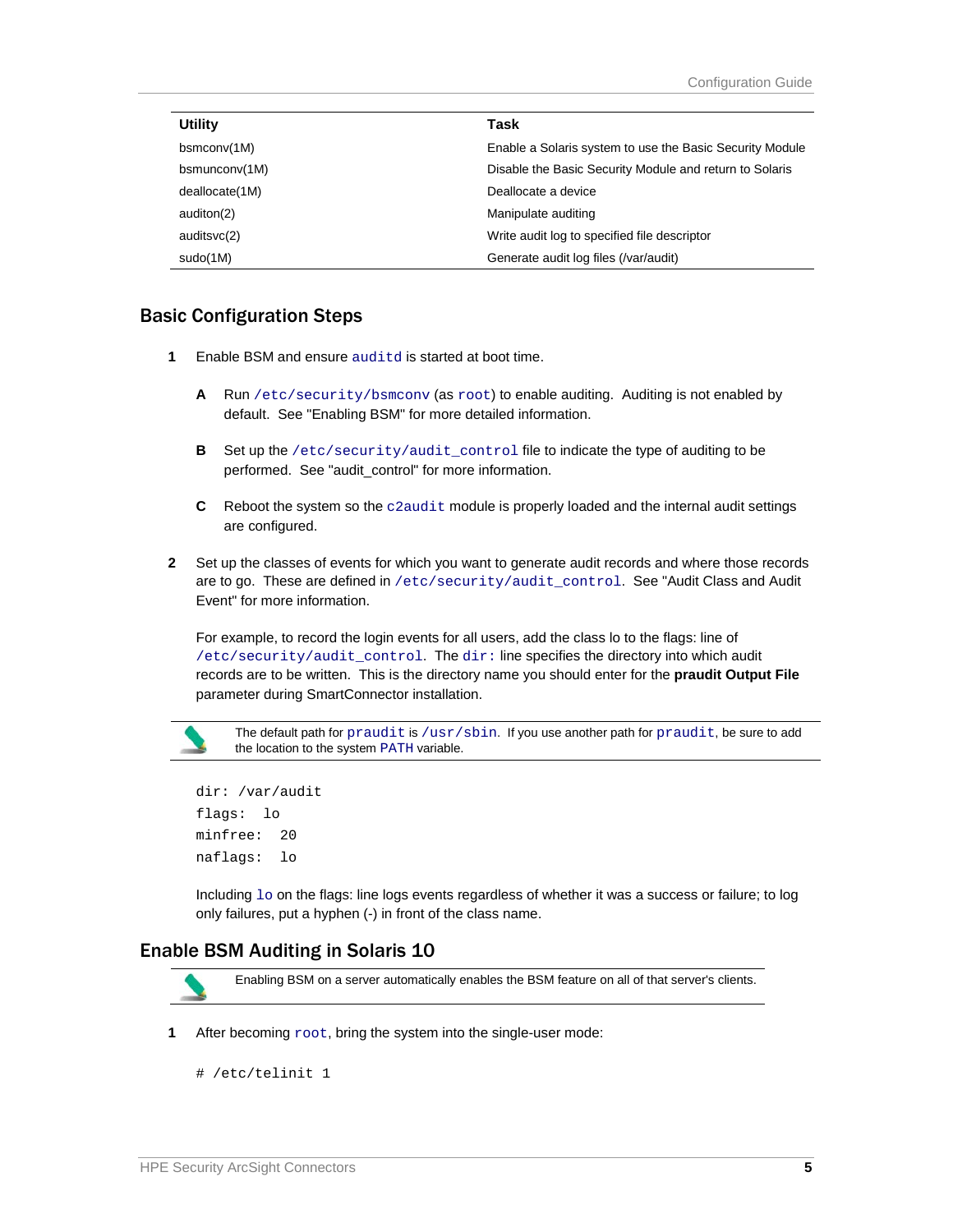| Utility | Task |
| --- | --- |
| bsmconv(1M) | Enable a Solaris system to use the Basic Security Module |
| bsmunconv(1M) | Disable the Basic Security Module and return to Solaris |
| deallocate(1M) | Deallocate a device |
| auditon(2) | Manipulate auditing |
| auditsvc(2) | Write audit log to specified file descriptor |
| sudo(1M) | Generate audit log files (/var/audit) |

## Basic Configuration Steps

**1** Enable BSM and ensure `auditd` is started at boot time.

**A** Run `/etc/security/bsmconv` (as `root`) to enable auditing. Auditing is not enabled by default. See "Enabling BSM" for more detailed information.

**B** Set up the `/etc/security/audit_control` file to indicate the type of auditing to be performed. See "audit_control" for more information.

**C** Reboot the system so the `c2audit` module is properly loaded and the internal audit settings are configured.

**2** Set up the classes of events for which you want to generate audit records and where those records are to go. These are defined in `/etc/security/audit_control`. See "Audit Class and Audit Event" for more information.

For example, to record the login events for all users, add the class lo to the flags: line of `/etc/security/audit_control`. The `dir:` line specifies the directory into which audit records are to be written. This is the directory name you should enter for the **praudit Output File** parameter during SmartConnector installation.

> The default path for `praudit` is `/usr/sbin`. If you use another path for `praudit`, be sure to add the location to the system `PATH` variable.

```
dir: /var/audit
flags:  lo
minfree:  20
naflags:  lo
```

Including `lo` on the flags: line logs events regardless of whether it was a success or failure; to log only failures, put a hyphen (-) in front of the class name.

## Enable BSM Auditing in Solaris 10

> Enabling BSM on a server automatically enables the BSM feature on all of that server's clients.

**1** After becoming `root`, bring the system into the single-user mode:

```
# /etc/telinit 1
```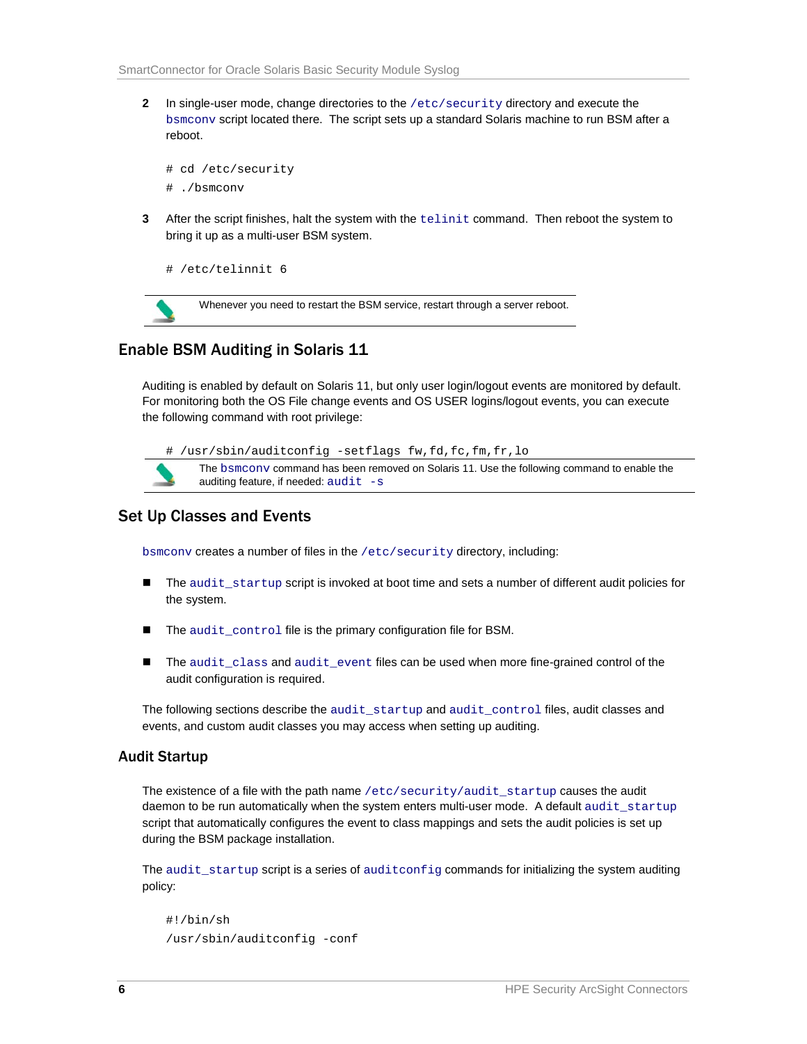2. In single-user mode, change directories to the `/etc/security` directory and execute the `bsmconv` script located there. The script sets up a standard Solaris machine to run BSM after a reboot.

```
# cd /etc/security
# ./bsmconv
```

3. After the script finishes, halt the system with the `telinit` command. Then reboot the system to bring it up as a multi-user BSM system.

```
# /etc/telinnit 6
```

> Whenever you need to restart the BSM service, restart through a server reboot.

## Enable BSM Auditing in Solaris 11

Auditing is enabled by default on Solaris 11, but only user login/logout events are monitored by default. For monitoring both the OS File change events and OS USER logins/logout events, you can execute the following command with root privilege:

```
# /usr/sbin/auditconfig -setflags fw,fd,fc,fm,fr,lo
```

> The `bsmconv` command has been removed on Solaris 11. Use the following command to enable the auditing feature, if needed: `audit -s`

## Set Up Classes and Events

`bsmconv` creates a number of files in the `/etc/security` directory, including:

- The `audit_startup` script is invoked at boot time and sets a number of different audit policies for the system.
- The `audit_control` file is the primary configuration file for BSM.
- The `audit_class` and `audit_event` files can be used when more fine-grained control of the audit configuration is required.

The following sections describe the `audit_startup` and `audit_control` files, audit classes and events, and custom audit classes you may access when setting up auditing.

### Audit Startup

The existence of a file with the path name `/etc/security/audit_startup` causes the audit daemon to be run automatically when the system enters multi-user mode. A default `audit_startup` script that automatically configures the event to class mappings and sets the audit policies is set up during the BSM package installation.

The `audit_startup` script is a series of `auditconfig` commands for initializing the system auditing policy:

```
#!/bin/sh
/usr/sbin/auditconfig -conf
```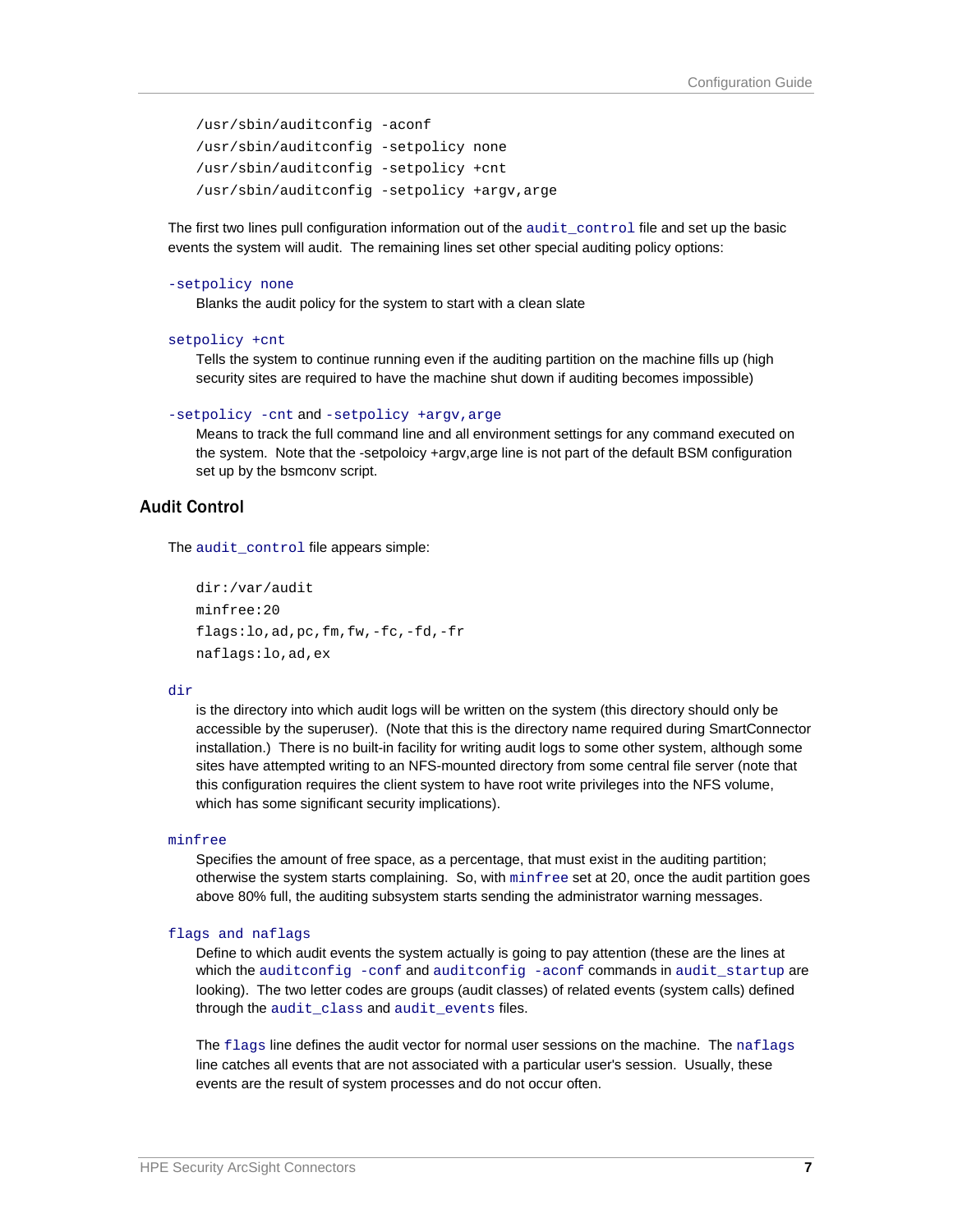```
/usr/sbin/auditconfig -aconf
/usr/sbin/auditconfig -setpolicy none
/usr/sbin/auditconfig -setpolicy +cnt
/usr/sbin/auditconfig -setpolicy +argv,arge
```

The first two lines pull configuration information out of the `audit_control` file and set up the basic events the system will audit. The remaining lines set other special auditing policy options:

`-setpolicy none`
: Blanks the audit policy for the system to start with a clean slate

`setpolicy +cnt`
: Tells the system to continue running even if the auditing partition on the machine fills up (high security sites are required to have the machine shut down if auditing becomes impossible)

`-setpolicy -cnt` and `-setpolicy +argv,arge`
: Means to track the full command line and all environment settings for any command executed on the system. Note that the -setpoloicy +argv,arge line is not part of the default BSM configuration set up by the bsmconv script.

## Audit Control

The `audit_control` file appears simple:

```
dir:/var/audit
minfree:20
flags:lo,ad,pc,fm,fw,-fc,-fd,-fr
naflags:lo,ad,ex
```

`dir`
: is the directory into which audit logs will be written on the system (this directory should only be accessible by the superuser). (Note that this is the directory name required during SmartConnector installation.) There is no built-in facility for writing audit logs to some other system, although some sites have attempted writing to an NFS-mounted directory from some central file server (note that this configuration requires the client system to have root write privileges into the NFS volume, which has some significant security implications).

`minfree`
: Specifies the amount of free space, as a percentage, that must exist in the auditing partition; otherwise the system starts complaining. So, with `minfree` set at 20, once the audit partition goes above 80% full, the auditing subsystem starts sending the administrator warning messages.

`flags and naflags`
: Define to which audit events the system actually is going to pay attention (these are the lines at which the `auditconfig -conf` and `auditconfig -aconf` commands in `audit_startup` are looking). The two letter codes are groups (audit classes) of related events (system calls) defined through the `audit_class` and `audit_events` files.

  The `flags` line defines the audit vector for normal user sessions on the machine. The `naflags` line catches all events that are not associated with a particular user's session. Usually, these events are the result of system processes and do not occur often.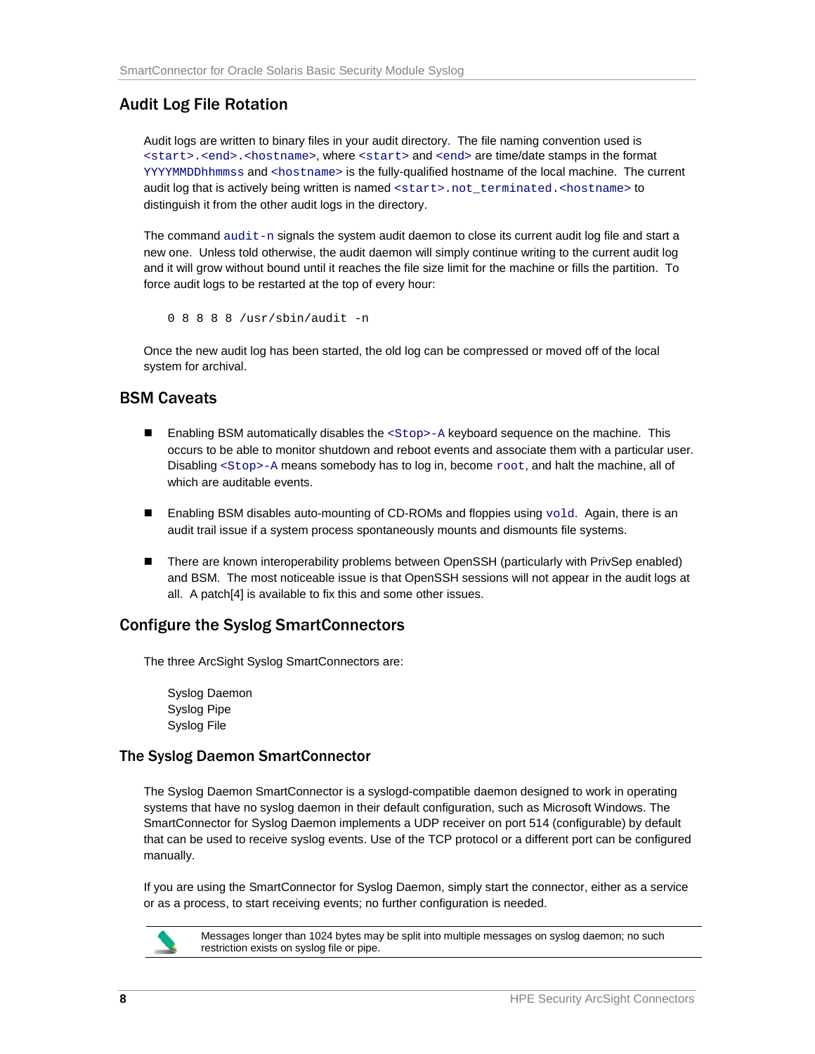## Audit Log File Rotation

Audit logs are written to binary files in your audit directory. The file naming convention used is `<start>.<end>.<hostname>`, where `<start>` and `<end>` are time/date stamps in the format `YYYYMMDDhhmmss` and `<hostname>` is the fully-qualified hostname of the local machine. The current audit log that is actively being written is named `<start>.not_terminated.<hostname>` to distinguish it from the other audit logs in the directory.

The command `audit-n` signals the system audit daemon to close its current audit log file and start a new one. Unless told otherwise, the audit daemon will simply continue writing to the current audit log and it will grow without bound until it reaches the file size limit for the machine or fills the partition. To force audit logs to be restarted at the top of every hour:

```
0 8 8 8 8 /usr/sbin/audit -n
```

Once the new audit log has been started, the old log can be compressed or moved off of the local system for archival.

## BSM Caveats

- Enabling BSM automatically disables the `<Stop>-A` keyboard sequence on the machine. This occurs to be able to monitor shutdown and reboot events and associate them with a particular user. Disabling `<Stop>-A` means somebody has to log in, become `root`, and halt the machine, all of which are auditable events.
- Enabling BSM disables auto-mounting of CD-ROMs and floppies using `vold`. Again, there is an audit trail issue if a system process spontaneously mounts and dismounts file systems.
- There are known interoperability problems between OpenSSH (particularly with PrivSep enabled) and BSM. The most noticeable issue is that OpenSSH sessions will not appear in the audit logs at all. A patch[4] is available to fix this and some other issues.

## Configure the Syslog SmartConnectors

The three ArcSight Syslog SmartConnectors are:

Syslog Daemon
Syslog Pipe
Syslog File

### The Syslog Daemon SmartConnector

The Syslog Daemon SmartConnector is a syslogd-compatible daemon designed to work in operating systems that have no syslog daemon in their default configuration, such as Microsoft Windows. The SmartConnector for Syslog Daemon implements a UDP receiver on port 514 (configurable) by default that can be used to receive syslog events. Use of the TCP protocol or a different port can be configured manually.

If you are using the SmartConnector for Syslog Daemon, simply start the connector, either as a service or as a process, to start receiving events; no further configuration is needed.

> Messages longer than 1024 bytes may be split into multiple messages on syslog daemon; no such restriction exists on syslog file or pipe.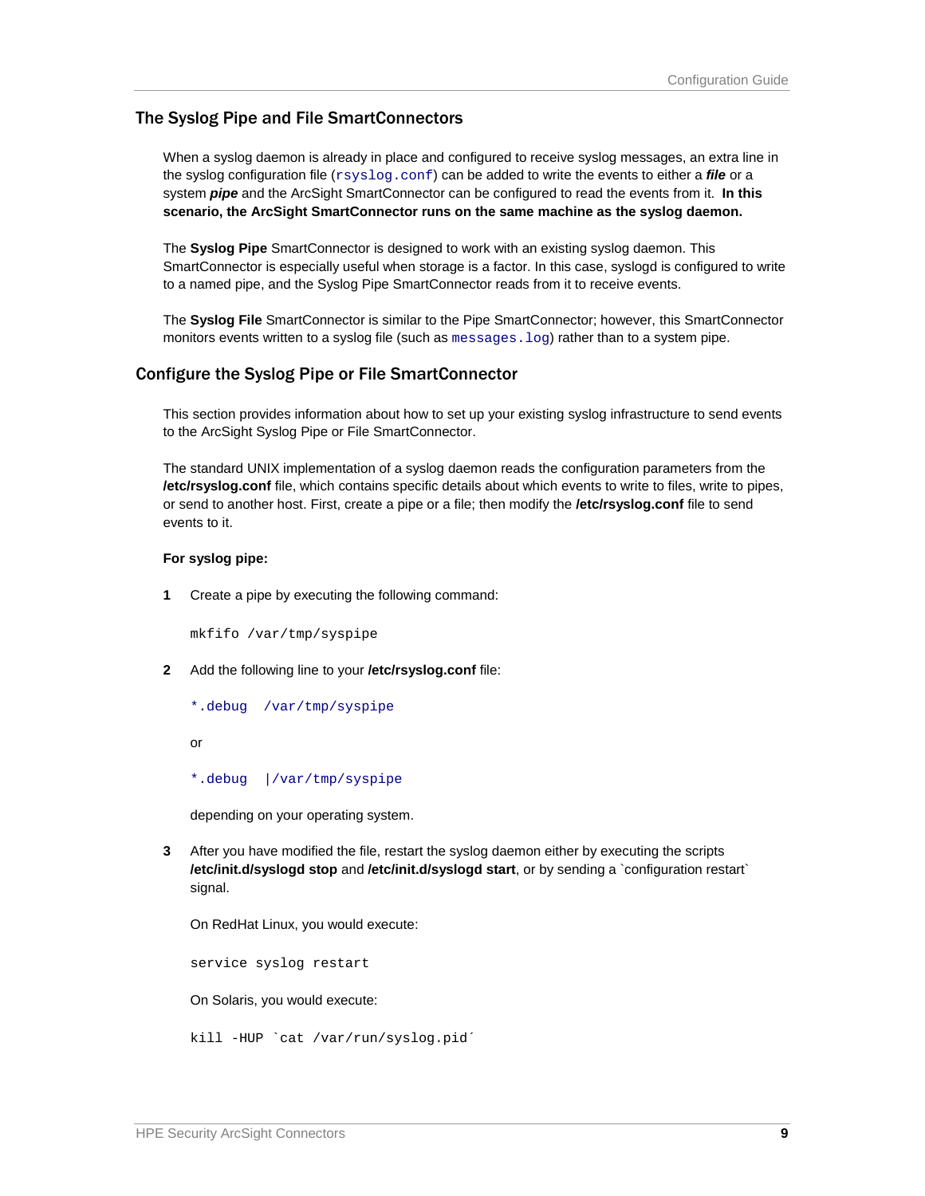## The Syslog Pipe and File SmartConnectors

When a syslog daemon is already in place and configured to receive syslog messages, an extra line in the syslog configuration file (`rsyslog.conf`) can be added to write the events to either a ***file*** or a system ***pipe*** and the ArcSight SmartConnector can be configured to read the events from it. **In this scenario, the ArcSight SmartConnector runs on the same machine as the syslog daemon.**

The **Syslog Pipe** SmartConnector is designed to work with an existing syslog daemon. This SmartConnector is especially useful when storage is a factor. In this case, syslogd is configured to write to a named pipe, and the Syslog Pipe SmartConnector reads from it to receive events.

The **Syslog File** SmartConnector is similar to the Pipe SmartConnector; however, this SmartConnector monitors events written to a syslog file (such as `messages.log`) rather than to a system pipe.

## Configure the Syslog Pipe or File SmartConnector

This section provides information about how to set up your existing syslog infrastructure to send events to the ArcSight Syslog Pipe or File SmartConnector.

The standard UNIX implementation of a syslog daemon reads the configuration parameters from the **/etc/rsyslog.conf** file, which contains specific details about which events to write to files, write to pipes, or send to another host. First, create a pipe or a file; then modify the **/etc/rsyslog.conf** file to send events to it.

**For syslog pipe:**

**1** Create a pipe by executing the following command:

```
mkfifo /var/tmp/syspipe
```

**2** Add the following line to your **/etc/rsyslog.conf** file:

```
*.debug  /var/tmp/syspipe
```

or

```
*.debug  |/var/tmp/syspipe
```

depending on your operating system.

**3** After you have modified the file, restart the syslog daemon either by executing the scripts **/etc/init.d/syslogd stop** and **/etc/init.d/syslogd start**, or by sending a `configuration restart` signal.

On RedHat Linux, you would execute:

```
service syslog restart
```

On Solaris, you would execute:

```
kill -HUP `cat /var/run/syslog.pid´
```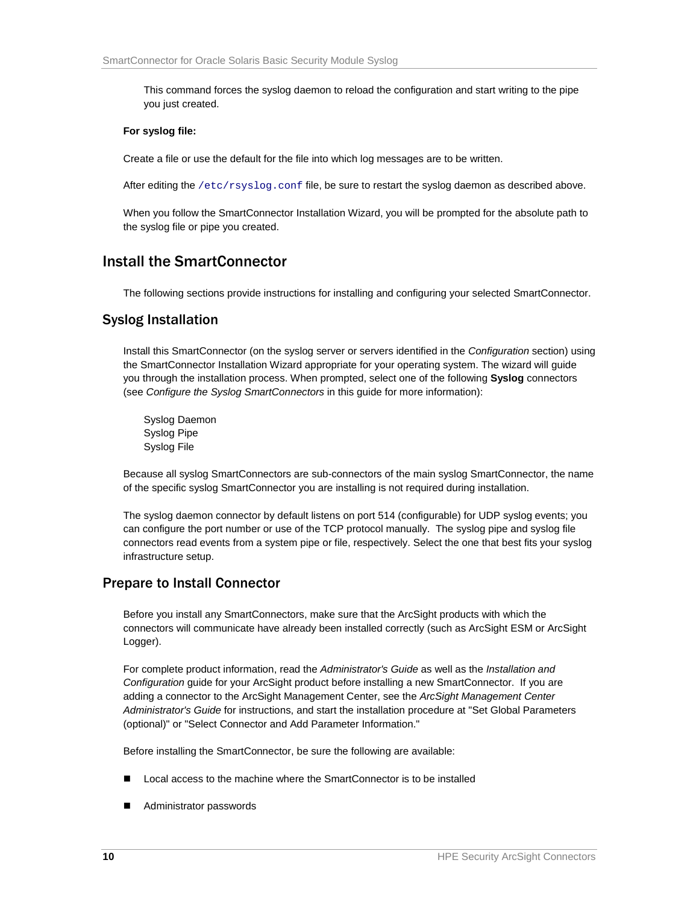This command forces the syslog daemon to reload the configuration and start writing to the pipe you just created.

**For syslog file:**

Create a file or use the default for the file into which log messages are to be written.

After editing the `/etc/rsyslog.conf` file, be sure to restart the syslog daemon as described above.

When you follow the SmartConnector Installation Wizard, you will be prompted for the absolute path to the syslog file or pipe you created.

# Install the SmartConnector

The following sections provide instructions for installing and configuring your selected SmartConnector.

## Syslog Installation

Install this SmartConnector (on the syslog server or servers identified in the *Configuration* section) using the SmartConnector Installation Wizard appropriate for your operating system. The wizard will guide you through the installation process. When prompted, select one of the following **Syslog** connectors (see *Configure the Syslog SmartConnectors* in this guide for more information):

Syslog Daemon
Syslog Pipe
Syslog File

Because all syslog SmartConnectors are sub-connectors of the main syslog SmartConnector, the name of the specific syslog SmartConnector you are installing is not required during installation.

The syslog daemon connector by default listens on port 514 (configurable) for UDP syslog events; you can configure the port number or use of the TCP protocol manually. The syslog pipe and syslog file connectors read events from a system pipe or file, respectively. Select the one that best fits your syslog infrastructure setup.

## Prepare to Install Connector

Before you install any SmartConnectors, make sure that the ArcSight products with which the connectors will communicate have already been installed correctly (such as ArcSight ESM or ArcSight Logger).

For complete product information, read the *Administrator's Guide* as well as the *Installation and Configuration* guide for your ArcSight product before installing a new SmartConnector. If you are adding a connector to the ArcSight Management Center, see the *ArcSight Management Center Administrator's Guide* for instructions, and start the installation procedure at "Set Global Parameters (optional)" or "Select Connector and Add Parameter Information."

Before installing the SmartConnector, be sure the following are available:

- Local access to the machine where the SmartConnector is to be installed
- Administrator passwords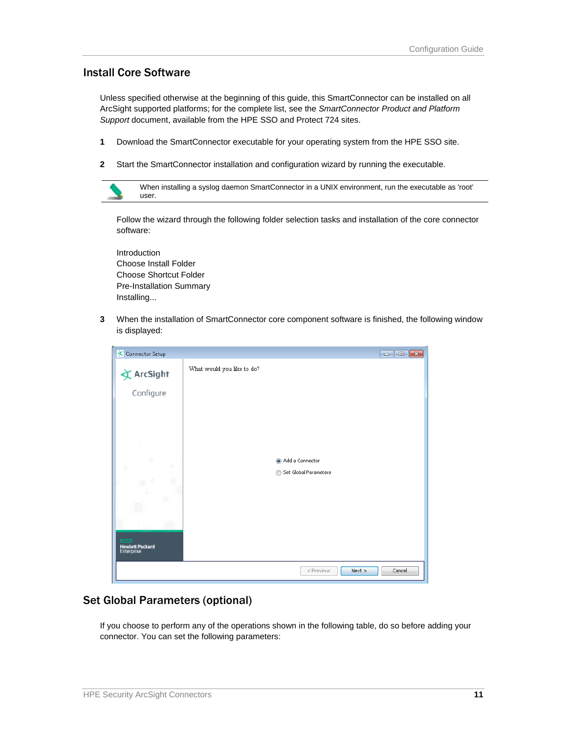## Install Core Software

Unless specified otherwise at the beginning of this guide, this SmartConnector can be installed on all ArcSight supported platforms; for the complete list, see the *SmartConnector Product and Platform Support* document, available from the HPE SSO and Protect 724 sites.

1. Download the SmartConnector executable for your operating system from the HPE SSO site.
2. Start the SmartConnector installation and configuration wizard by running the executable.

   > When installing a syslog daemon SmartConnector in a UNIX environment, run the executable as 'root' user.

   Follow the wizard through the following folder selection tasks and installation of the core connector software:

   Introduction
   Choose Install Folder
   Choose Shortcut Folder
   Pre-Installation Summary
   Installing...

3. When the installation of SmartConnector core component software is finished, the following window is displayed:

## Set Global Parameters (optional)

If you choose to perform any of the operations shown in the following table, do so before adding your connector. You can set the following parameters: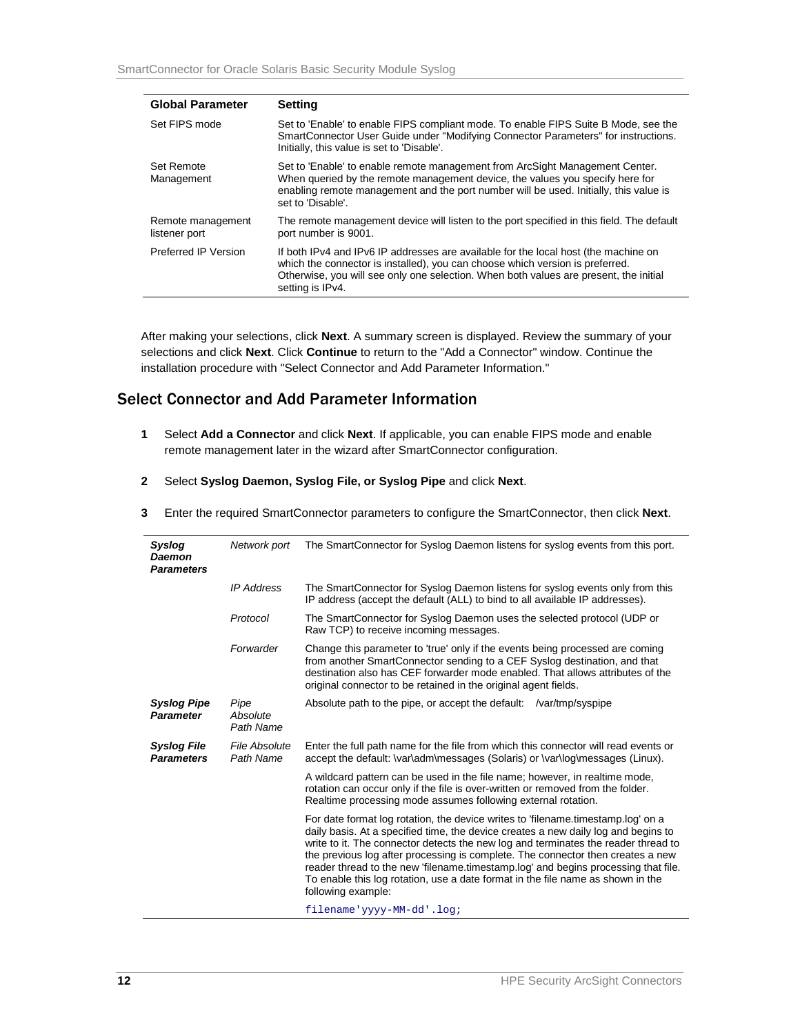| Global Parameter | Setting |
| --- | --- |
| Set FIPS mode | Set to 'Enable' to enable FIPS compliant mode. To enable FIPS Suite B Mode, see the SmartConnector User Guide under "Modifying Connector Parameters" for instructions. Initially, this value is set to 'Disable'. |
| Set Remote Management | Set to 'Enable' to enable remote management from ArcSight Management Center. When queried by the remote management device, the values you specify here for enabling remote management and the port number will be used. Initially, this value is set to 'Disable'. |
| Remote management listener port | The remote management device will listen to the port specified in this field. The default port number is 9001. |
| Preferred IP Version | If both IPv4 and IPv6 IP addresses are available for the local host (the machine on which the connector is installed), you can choose which version is preferred. Otherwise, you will see only one selection. When both values are present, the initial setting is IPv4. |

After making your selections, click **Next**. A summary screen is displayed. Review the summary of your selections and click **Next**. Click **Continue** to return to the "Add a Connector" window. Continue the installation procedure with "Select Connector and Add Parameter Information."

## Select Connector and Add Parameter Information

1. Select **Add a Connector** and click **Next**. If applicable, you can enable FIPS mode and enable remote management later in the wizard after SmartConnector configuration.
2. Select **Syslog Daemon, Syslog File, or Syslog Pipe** and click **Next**.
3. Enter the required SmartConnector parameters to configure the SmartConnector, then click **Next**.

| | | |
| --- | --- | --- |
| ***Syslog Daemon Parameters*** | *Network port* | The SmartConnector for Syslog Daemon listens for syslog events from this port. |
| | *IP Address* | The SmartConnector for Syslog Daemon listens for syslog events only from this IP address (accept the default (ALL) to bind to all available IP addresses). |
| | *Protocol* | The SmartConnector for Syslog Daemon uses the selected protocol (UDP or Raw TCP) to receive incoming messages. |
| | *Forwarder* | Change this parameter to 'true' only if the events being processed are coming from another SmartConnector sending to a CEF Syslog destination, and that destination also has CEF forwarder mode enabled. That allows attributes of the original connector to be retained in the original agent fields. |
| ***Syslog Pipe Parameter*** | *Pipe Absolute Path Name* | Absolute path to the pipe, or accept the default: /var/tmp/syspipe |
| ***Syslog File Parameters*** | *File Absolute Path Name* | Enter the full path name for the file from which this connector will read events or accept the default: \var\adm\messages (Solaris) or \var\log\messages (Linux). |
| | | A wildcard pattern can be used in the file name; however, in realtime mode, rotation can occur only if the file is over-written or removed from the folder. Realtime processing mode assumes following external rotation. |
| | | For date format log rotation, the device writes to 'filename.timestamp.log' on a daily basis. At a specified time, the device creates a new daily log and begins to write to it. The connector detects the new log and terminates the reader thread to the previous log after processing is complete. The connector then creates a new reader thread to the new 'filename.timestamp.log' and begins processing that file. To enable this log rotation, use a date format in the file name as shown in the following example: |
| | | `filename'yyyy-MM-dd'.log;` |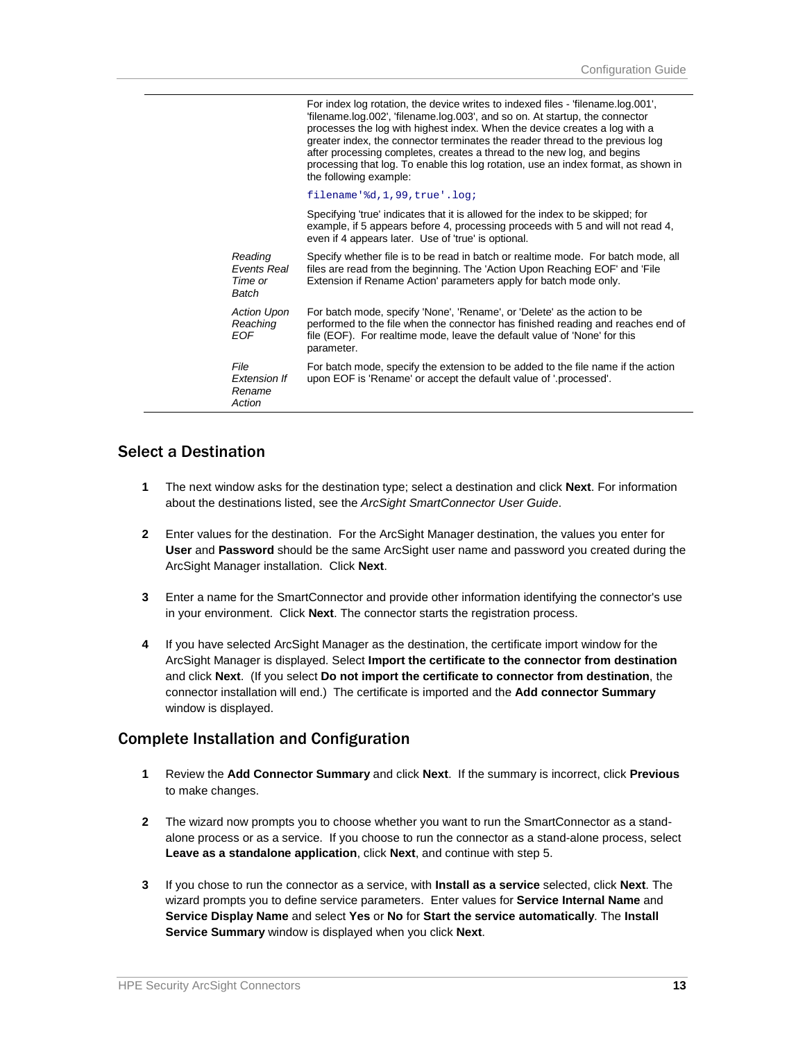| | |
|---|---|
| | For index log rotation, the device writes to indexed files - 'filename.log.001', 'filename.log.002', 'filename.log.003', and so on. At startup, the connector processes the log with highest index. When the device creates a log with a greater index, the connector terminates the reader thread to the previous log after processing completes, creates a thread to the new log, and begins processing that log. To enable this log rotation, use an index format, as shown in the following example:<br>`filename'%d,1,99,true'.log;`<br>Specifying 'true' indicates that it is allowed for the index to be skipped; for example, if 5 appears before 4, processing proceeds with 5 and will not read 4, even if 4 appears later. Use of 'true' is optional. |
| *Reading Events Real Time or Batch* | Specify whether file is to be read in batch or realtime mode. For batch mode, all files are read from the beginning. The 'Action Upon Reaching EOF' and 'File Extension if Rename Action' parameters apply for batch mode only. |
| *Action Upon Reaching EOF* | For batch mode, specify 'None', 'Rename', or 'Delete' as the action to be performed to the file when the connector has finished reading and reaches end of file (EOF). For realtime mode, leave the default value of 'None' for this parameter. |
| *File Extension If Rename Action* | For batch mode, specify the extension to be added to the file name if the action upon EOF is 'Rename' or accept the default value of '.processed'. |

## Select a Destination

1. The next window asks for the destination type; select a destination and click **Next**. For information about the destinations listed, see the *ArcSight SmartConnector User Guide*.
2. Enter values for the destination. For the ArcSight Manager destination, the values you enter for **User** and **Password** should be the same ArcSight user name and password you created during the ArcSight Manager installation. Click **Next**.
3. Enter a name for the SmartConnector and provide other information identifying the connector's use in your environment. Click **Next**. The connector starts the registration process.
4. If you have selected ArcSight Manager as the destination, the certificate import window for the ArcSight Manager is displayed. Select **Import the certificate to the connector from destination** and click **Next**. (If you select **Do not import the certificate to connector from destination**, the connector installation will end.) The certificate is imported and the **Add connector Summary** window is displayed.

## Complete Installation and Configuration

1. Review the **Add Connector Summary** and click **Next**. If the summary is incorrect, click **Previous** to make changes.
2. The wizard now prompts you to choose whether you want to run the SmartConnector as a stand-alone process or as a service. If you choose to run the connector as a stand-alone process, select **Leave as a standalone application**, click **Next**, and continue with step 5.
3. If you chose to run the connector as a service, with **Install as a service** selected, click **Next**. The wizard prompts you to define service parameters. Enter values for **Service Internal Name** and **Service Display Name** and select **Yes** or **No** for **Start the service automatically**. The **Install Service Summary** window is displayed when you click **Next**.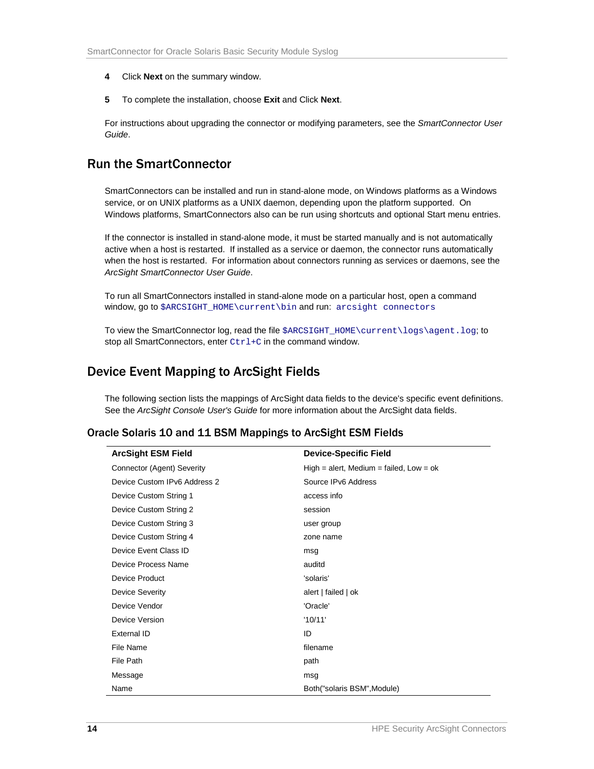4 Click **Next** on the summary window.

5 To complete the installation, choose **Exit** and Click **Next**.

For instructions about upgrading the connector or modifying parameters, see the *SmartConnector User Guide*.

## Run the SmartConnector

SmartConnectors can be installed and run in stand-alone mode, on Windows platforms as a Windows service, or on UNIX platforms as a UNIX daemon, depending upon the platform supported. On Windows platforms, SmartConnectors also can be run using shortcuts and optional Start menu entries.

If the connector is installed in stand-alone mode, it must be started manually and is not automatically active when a host is restarted. If installed as a service or daemon, the connector runs automatically when the host is restarted. For information about connectors running as services or daemons, see the *ArcSight SmartConnector User Guide*.

To run all SmartConnectors installed in stand-alone mode on a particular host, open a command window, go to `$ARCSIGHT_HOME\current\bin` and run: `arcsight connectors`

To view the SmartConnector log, read the file `$ARCSIGHT_HOME\current\logs\agent.log`; to stop all SmartConnectors, enter `Ctrl+C` in the command window.

## Device Event Mapping to ArcSight Fields

The following section lists the mappings of ArcSight data fields to the device's specific event definitions. See the *ArcSight Console User's Guide* for more information about the ArcSight data fields.

### Oracle Solaris 10 and 11 BSM Mappings to ArcSight ESM Fields

| ArcSight ESM Field | Device-Specific Field |
|---|---|
| Connector (Agent) Severity | High = alert, Medium = failed, Low = ok |
| Device Custom IPv6 Address 2 | Source IPv6 Address |
| Device Custom String 1 | access info |
| Device Custom String 2 | session |
| Device Custom String 3 | user group |
| Device Custom String 4 | zone name |
| Device Event Class ID | msg |
| Device Process Name | auditd |
| Device Product | 'solaris' |
| Device Severity | alert \| failed \| ok |
| Device Vendor | 'Oracle' |
| Device Version | '10/11' |
| External ID | ID |
| File Name | filename |
| File Path | path |
| Message | msg |
| Name | Both("solaris BSM",Module) |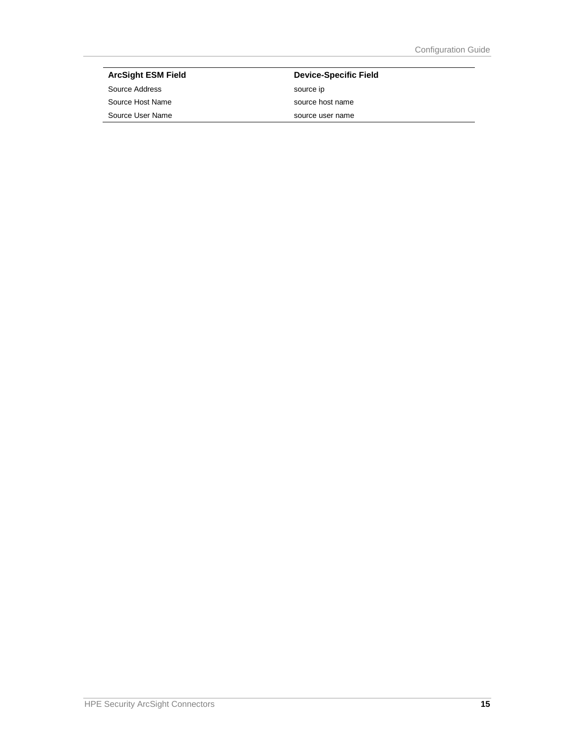| ArcSight ESM Field | Device-Specific Field |
|---|---|
| Source Address | source ip |
| Source Host Name | source host name |
| Source User Name | source user name |